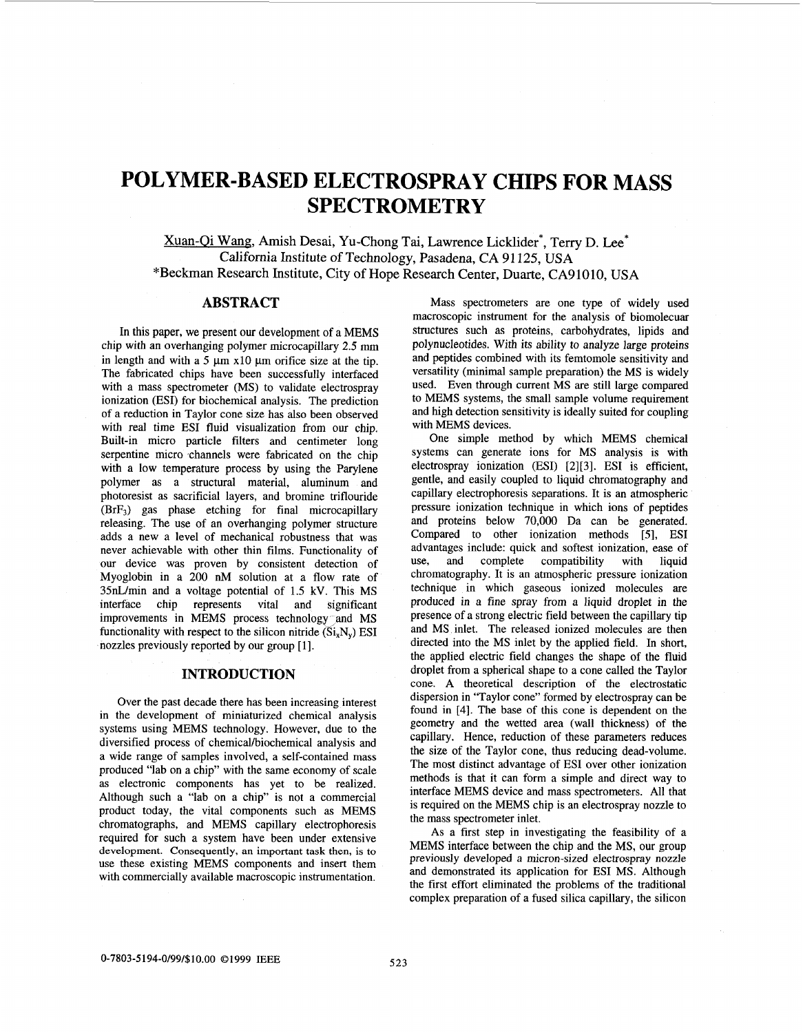# POLYMER-BASED ELECTROSPRAY CHIPS FOR MASS SPECTROMETRY

Xuan-Qi Wang, Amish Desai, Yu-Chong Tai, Lawrence Licklider[*], Terry D. Lee[*]
California Institute of Technology, Pasadena, CA 91125, USA
*Beckman Research Institute, City of Hope Research Center, Duarte, CA91010, USA

## ABSTRACT

In this paper, we present our development of a MEMS chip with an overhanging polymer microcapillary 2.5 mm in length and with a 5 µm x10 µm orifice size at the tip. The fabricated chips have been successfully interfaced with a mass spectrometer (MS) to validate electrospray ionization (ESI) for biochemical analysis. The prediction of a reduction in Taylor cone size has also been observed with real time ESI fluid visualization from our chip. Built-in micro particle filters and centimeter long serpentine micro channels were fabricated on the chip with a low temperature process by using the Parylene polymer as a structural material, aluminum and photoresist as sacrificial layers, and bromine triflouride ($BrF_3$) gas phase etching for final microcapillary releasing. The use of an overhanging polymer structure adds a new a level of mechanical robustness that was never achievable with other thin films. Functionality of our device was proven by consistent detection of Myoglobin in a 200 nM solution at a flow rate of 35nL/min and a voltage potential of 1.5 kV. This MS interface chip represents vital and significant improvements in MEMS process technology and MS functionality with respect to the silicon nitride ($Si_xN_y$) ESI nozzles previously reported by our group [1].

## INTRODUCTION

Over the past decade there has been increasing interest in the development of miniaturized chemical analysis systems using MEMS technology. However, due to the diversified process of chemical/biochemical analysis and a wide range of samples involved, a self-contained mass produced "lab on a chip" with the same economy of scale as electronic components has yet to be realized. Although such a "lab on a chip" is not a commercial product today, the vital components such as MEMS chromatographs, and MEMS capillary electrophoresis required for such a system have been under extensive development. Consequently, an important task then, is to use these existing MEMS components and insert them with commercially available macroscopic instrumentation.

Mass spectrometers are one type of widely used macroscopic instrument for the analysis of biomolecuar structures such as proteins, carbohydrates, lipids and polynucleotides. With its ability to analyze large proteins and peptides combined with its femtomole sensitivity and versatility (minimal sample preparation) the MS is widely used. Even through current MS are still large compared to MEMS systems, the small sample volume requirement and high detection sensitivity is ideally suited for coupling with MEMS devices.

One simple method by which MEMS chemical systems can generate ions for MS analysis is with electrospray ionization (ESI) [2][3]. ESI is efficient, gentle, and easily coupled to liquid chromatography and capillary electrophoresis separations. It is an atmospheric pressure ionization technique in which ions of peptides and proteins below 70,000 Da can be generated. Compared to other ionization methods [5], ESI advantages include: quick and softest ionization, ease of use, and complete compatibility with liquid chromatography. It is an atmospheric pressure ionization technique in which gaseous ionized molecules are produced in a fine spray from a liquid droplet in the presence of a strong electric field between the capillary tip and MS inlet. The released ionized molecules are then directed into the MS inlet by the applied field. In short, the applied electric field changes the shape of the fluid droplet from a spherical shape to a cone called the Taylor cone. A theoretical description of the electrostatic dispersion in "Taylor cone" formed by electrospray can be found in [4]. The base of this cone is dependent on the geometry and the wetted area (wall thickness) of the capillary. Hence, reduction of these parameters reduces the size of the Taylor cone, thus reducing dead-volume. The most distinct advantage of ESI over other ionization methods is that it can form a simple and direct way to interface MEMS device and mass spectrometers. All that is required on the MEMS chip is an electrospray nozzle to the mass spectrometer inlet.

As a first step in investigating the feasibility of a MEMS interface between the chip and the MS, our group previously developed a micron-sized electrospray nozzle and demonstrated its application for ESI MS. Although the first effort eliminated the problems of the traditional complex preparation of a fused silica capillary, the silicon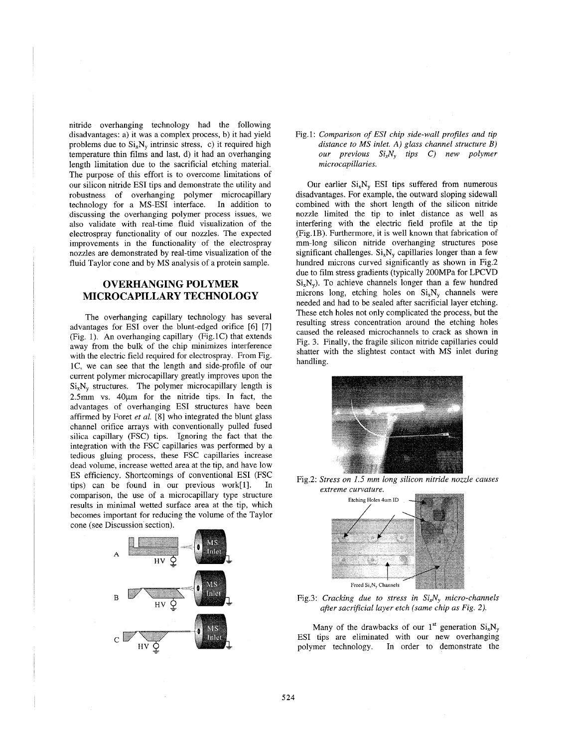nitride overhanging technology had the following disadvantages: a) it was a complex process, b) it had yield problems due to $Si_xN_y$ intrinsic stress, c) it required high temperature thin films and last, d) it had an overhanging length limitation due to the sacrificial etching material. The purpose of this effort is to overcome limitations of our silicon nitride ESI tips and demonstrate the utility and robustness of overhanging polymer microcapillary technology for a MS-ESI interface. In addition to discussing the overhanging polymer process issues, we also validate with real-time fluid visualization of the electrospray functionality of our nozzles. The expected improvements in the functionality of the electrospray nozzles are demonstrated by real-time visualization of the fluid Taylor cone and by MS analysis of a protein sample.

## OVERHANGING POLYMER MICROCAPILLARY TECHNOLOGY

The overhanging capillary technology has several advantages for ESI over the blunt-edged orifice [6] [7] (Fig. 1). An overhanging capillary (Fig.1C) that extends away from the bulk of the chip minimizes interference with the electric field required for electrospray. From Fig. 1C, we can see that the length and side-profile of our current polymer microcapillary greatly improves upon the $Si_xN_y$ structures. The polymer microcapillary length is 2.5mm vs. 40μm for the nitride tips. In fact, the advantages of overhanging ESI structures have been affirmed by Foret *et al.* [8] who integrated the blunt glass channel orifice arrays with conventionally pulled fused silica capillary (FSC) tips. Ignoring the fact that the integration with the FSC capillaries was performed by a tedious gluing process, these FSC capillaries increase dead volume, increase wetted area at the tip, and have low ES efficiency. Shortcomings of conventional ESI (FSC tips) can be found in our previous work[1]. In comparison, the use of a microcapillary type structure results in minimal wetted surface area at the tip, which becomes important for reducing the volume of the Taylor cone (see Discussion section).

Fig.1: *Comparison of ESI chip side-wall profiles and tip distance to MS inlet. A) glass channel structure B) our previous $Si_xN_y$ tips C) new polymer microcapillaries.*

Our earlier $Si_xN_y$ ESI tips suffered from numerous disadvantages. For example, the outward sloping sidewall combined with the short length of the silicon nitride nozzle limited the tip to inlet distance as well as interfering with the electric field profile at the tip (Fig.1B). Furthermore, it is well known that fabrication of mm-long silicon nitride overhanging structures pose significant challenges. $Si_xN_y$ capillaries longer than a few hundred microns curved significantly as shown in Fig.2 due to film stress gradients (typically 200MPa for LPCVD $Si_xN_y$). To achieve channels longer than a few hundred microns long, etching holes on $Si_xN_y$ channels were needed and had to be sealed after sacrificial layer etching. These etch holes not only complicated the process, but the resulting stress concentration around the etching holes caused the released microchannels to crack as shown in Fig. 3. Finally, the fragile silicon nitride capillaries could shatter with the slightest contact with MS inlet during handling.

Fig.2: *Stress on 1.5 mm long silicon nitride nozzle causes extreme curvature.*

Fig.3: *Cracking due to stress in $Si_xN_y$ micro-channels after sacrificial layer etch (same chip as Fig. 2).*

Many of the drawbacks of our 1st generation $Si_xN_y$ ESI tips are eliminated with our new overhanging polymer technology. In order to demonstrate the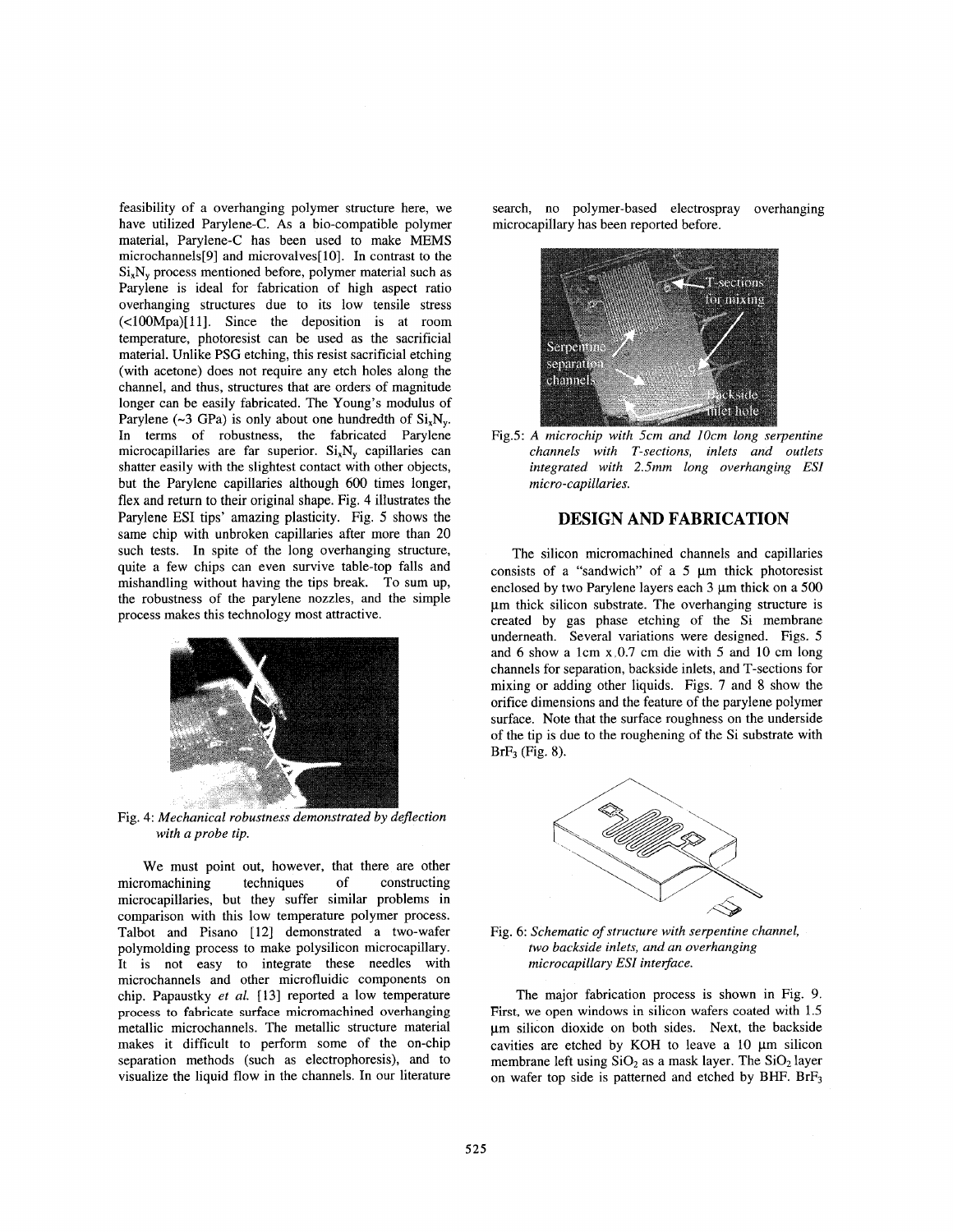feasibility of a overhanging polymer structure here, we have utilized Parylene-C. As a bio-compatible polymer material, Parylene-C has been used to make MEMS microchannels[9] and microvalves[10]. In contrast to the $Si_xN_y$ process mentioned before, polymer material such as Parylene is ideal for fabrication of high aspect ratio overhanging structures due to its low tensile stress (<100Mpa)[11]. Since the deposition is at room temperature, photoresist can be used as the sacrificial material. Unlike PSG etching, this resist sacrificial etching (with acetone) does not require any etch holes along the channel, and thus, structures that are orders of magnitude longer can be easily fabricated. The Young's modulus of Parylene (~3 GPa) is only about one hundredth of $Si_xN_y$. In terms of robustness, the fabricated Parylene microcapillaries are far superior. $Si_xN_y$ capillaries can shatter easily with the slightest contact with other objects, but the Parylene capillaries although 600 times longer, flex and return to their original shape. Fig. 4 illustrates the Parylene ESI tips' amazing plasticity. Fig. 5 shows the same chip with unbroken capillaries after more than 20 such tests. In spite of the long overhanging structure, quite a few chips can even survive table-top falls and mishandling without having the tips break. To sum up, the robustness of the parylene nozzles, and the simple process makes this technology most attractive.

Fig. 4: *Mechanical robustness demonstrated by deflection with a probe tip.*

We must point out, however, that there are other micromachining techniques of constructing microcapillaries, but they suffer similar problems in comparison with this low temperature polymer process. Talbot and Pisano [12] demonstrated a two-wafer polymolding process to make polysilicon microcapillary. It is not easy to integrate these needles with microchannels and other microfluidic components on chip. Papaustky *et al.* [13] reported a low temperature process to fabricate surface micromachined overhanging metallic microchannels. The metallic structure material makes it difficult to perform some of the on-chip separation methods (such as electrophoresis), and to visualize the liquid flow in the channels. In our literature search, no polymer-based electrospray overhanging microcapillary has been reported before.

Fig.5: *A microchip with 5cm and 10cm long serpentine channels with T-sections, inlets and outlets integrated with 2.5mm long overhanging ESI micro-capillaries.*

## DESIGN AND FABRICATION

The silicon micromachined channels and capillaries consists of a "sandwich" of a 5 μm thick photoresist enclosed by two Parylene layers each 3 μm thick on a 500 μm thick silicon substrate. The overhanging structure is created by gas phase etching of the Si membrane underneath. Several variations were designed. Figs. 5 and 6 show a 1cm x 0.7 cm die with 5 and 10 cm long channels for separation, backside inlets, and T-sections for mixing or adding other liquids. Figs. 7 and 8 show the orifice dimensions and the feature of the parylene polymer surface. Note that the surface roughness on the underside of the tip is due to the roughening of the Si substrate with $BrF_3$ (Fig. 8).

Fig. 6: *Schematic of structure with serpentine channel, two backside inlets, and an overhanging microcapillary ESI interface.*

The major fabrication process is shown in Fig. 9. First, we open windows in silicon wafers coated with 1.5 μm silicon dioxide on both sides. Next, the backside cavities are etched by KOH to leave a 10 μm silicon membrane left using $SiO_2$ as a mask layer. The $SiO_2$ layer on wafer top side is patterned and etched by BHF. $BrF_3$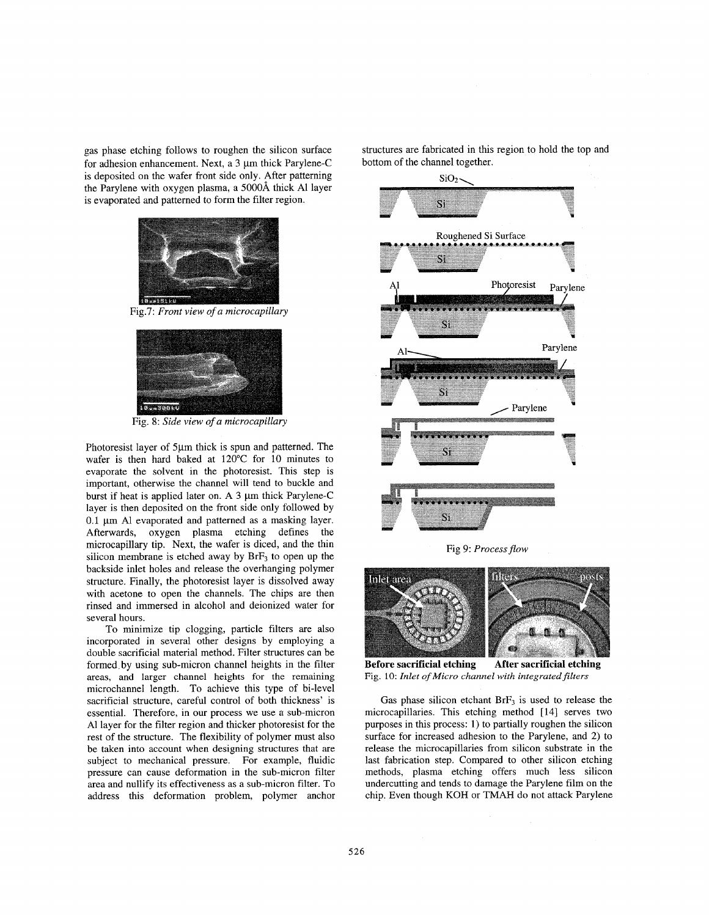gas phase etching follows to roughen the silicon surface for adhesion enhancement. Next, a 3 μm thick Parylene-C is deposited on the wafer front side only. After patterning the Parylene with oxygen plasma, a 5000Å thick Al layer is evaporated and patterned to form the filter region.

Fig.7: *Front view of a microcapillary*

Fig. 8: *Side view of a microcapillary*

Photoresist layer of 5μm thick is spun and patterned. The wafer is then hard baked at 120°C for 10 minutes to evaporate the solvent in the photoresist. This step is important, otherwise the channel will tend to buckle and burst if heat is applied later on. A 3 μm thick Parylene-C layer is then deposited on the front side only followed by 0.1 μm Al evaporated and patterned as a masking layer. Afterwards, oxygen plasma etching defines the microcapillary tip. Next, the wafer is diced, and the thin silicon membrane is etched away by $BrF_3$ to open up the backside inlet holes and release the overhanging polymer structure. Finally, the photoresist layer is dissolved away with acetone to open the channels. The chips are then rinsed and immersed in alcohol and deionized water for several hours.

To minimize tip clogging, particle filters are also incorporated in several other designs by employing a double sacrificial material method. Filter structures can be formed by using sub-micron channel heights in the filter areas, and larger channel heights for the remaining microchannel length. To achieve this type of bi-level sacrificial structure, careful control of both thickness' is essential. Therefore, in our process we use a sub-micron Al layer for the filter region and thicker photoresist for the rest of the structure. The flexibility of polymer must also be taken into account when designing structures that are subject to mechanical pressure. For example, fluidic pressure can cause deformation in the sub-micron filter area and nullify its effectiveness as a sub-micron filter. To address this deformation problem, polymer anchor structures are fabricated in this region to hold the top and bottom of the channel together.

Fig 9: *Process flow*

**Before sacrificial etching** **After sacrificial etching**
Fig. 10: *Inlet of Micro channel with integrated filters*

Gas phase silicon etchant $BrF_3$ is used to release the microcapillaries. This etching method [14] serves two purposes in this process: 1) to partially roughen the silicon surface for increased adhesion to the Parylene, and 2) to release the microcapillaries from silicon substrate in the last fabrication step. Compared to other silicon etching methods, plasma etching offers much less silicon undercutting and tends to damage the Parylene film on the chip. Even though KOH or TMAH do not attack Parylene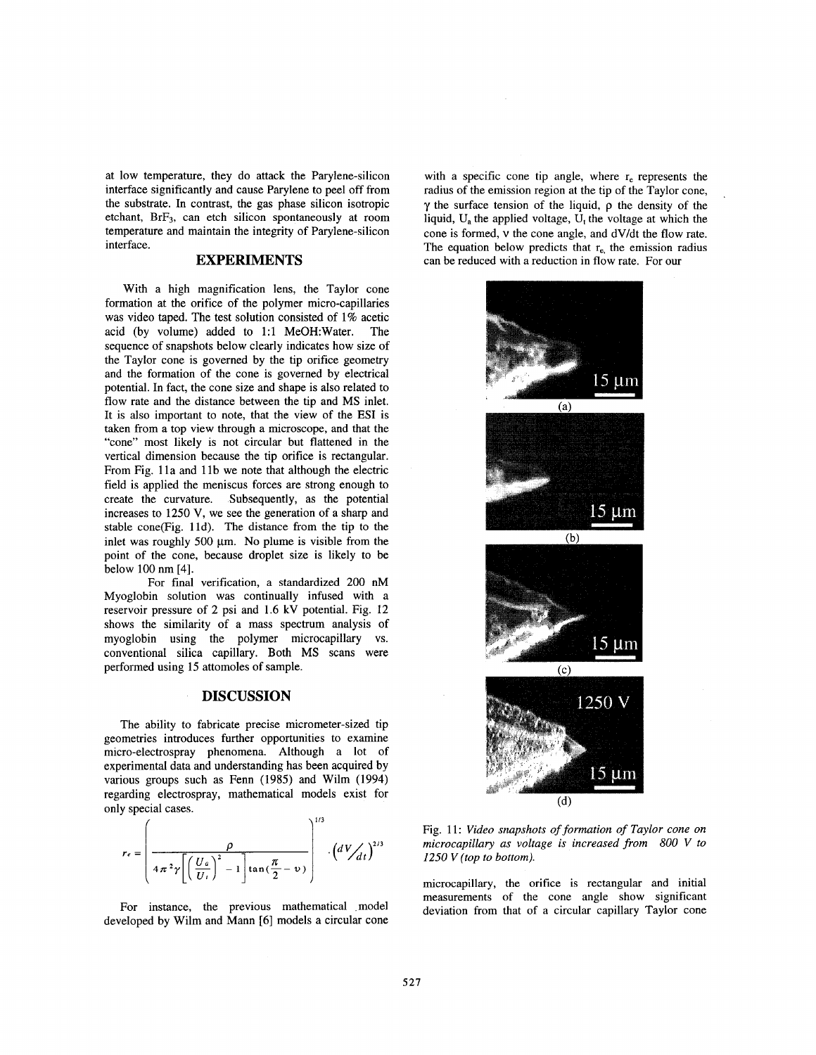at low temperature, they do attack the Parylene-silicon interface significantly and cause Parylene to peel off from the substrate. In contrast, the gas phase silicon isotropic etchant, $BrF_3$, can etch silicon spontaneously at room temperature and maintain the integrity of Parylene-silicon interface.

## EXPERIMENTS

With a high magnification lens, the Taylor cone formation at the orifice of the polymer micro-capillaries was video taped. The test solution consisted of 1% acetic acid (by volume) added to 1:1 MeOH:Water. The sequence of snapshots below clearly indicates how size of the Taylor cone is governed by the tip orifice geometry and the formation of the cone is governed by electrical potential. In fact, the cone size and shape is also related to flow rate and the distance between the tip and MS inlet. It is also important to note, that the view of the ESI is taken from a top view through a microscope, and that the "cone" most likely is not circular but flattened in the vertical dimension because the tip orifice is rectangular. From Fig. 11a and 11b we note that although the electric field is applied the meniscus forces are strong enough to create the curvature. Subsequently, as the potential increases to 1250 V, we see the generation of a sharp and stable cone(Fig. 11d). The distance from the tip to the inlet was roughly 500 µm. No plume is visible from the point of the cone, because droplet size is likely to be below 100 nm [4].

For final verification, a standardized 200 nM Myoglobin solution was continually infused with a reservoir pressure of 2 psi and 1.6 kV potential. Fig. 12 shows the similarity of a mass spectrum analysis of myoglobin using the polymer microcapillary vs. conventional silica capillary. Both MS scans were performed using 15 attomoles of sample.

## DISCUSSION

The ability to fabricate precise micrometer-sized tip geometries introduces further opportunities to examine micro-electrospray phenomena. Although a lot of experimental data and understanding has been acquired by various groups such as Fenn (1985) and Wilm (1994) regarding electrospray, mathematical models exist for only special cases.

$$r_e = \left( \frac{\rho}{4\pi^2 \gamma \left[ \left( \frac{U_a}{U_t} \right)^2 - 1 \right] \tan\left(\frac{\pi}{2} - \upsilon\right)} \right)^{1/3} \cdot \left( dV/_{dt} \right)^{2/3}$$

For instance, the previous mathematical model developed by Wilm and Mann [6] models a circular cone with a specific cone tip angle, where $r_e$ represents the radius of the emission region at the tip of the Taylor cone, $\gamma$ the surface tension of the liquid, $\rho$ the density of the liquid, $U_a$ the applied voltage, $U_t$ the voltage at which the cone is formed, $\upsilon$ the cone angle, and dV/dt the flow rate. The equation below predicts that $r_e$, the emission radius can be reduced with a reduction in flow rate. For our microcapillary, the orifice is rectangular and initial measurements of the cone angle show significant deviation from that of a circular capillary Taylor cone

(a) 15 µm

(b) 15 µm

(c) 15 µm

(d) 1250 V 15 µm

Fig. 11: *Video snapshots of formation of Taylor cone on microcapillary as voltage is increased from 800 V to 1250 V (top to bottom).*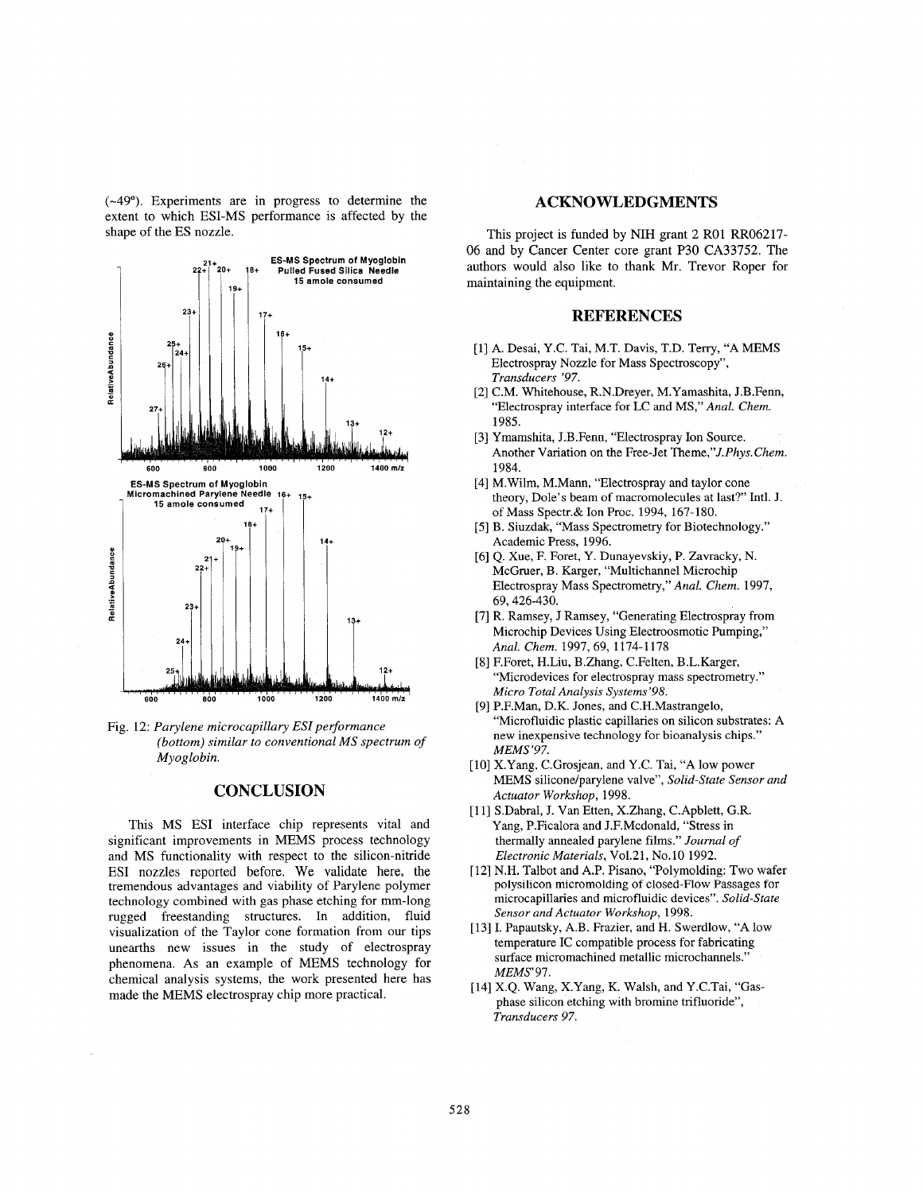(~49°). Experiments are in progress to determine the extent to which ESI-MS performance is affected by the shape of the ES nozzle.

ES-MS Spectrum of Myoglobin
Pulled Fused Silica Needle
15 amole consumed

RelativeAbundance

22+ 21+ 20+ 18+ 19+ 23+ 17+ 16+ 25+ 24+ 15+ 26+ 14+ 27+ 13+ 12+

600 800 1000 1200 1400 m/z

ES-MS Spectrum of Myoglobin
Micromachined Parylene Needle
15 amole consumed

RelativeAbundance

16+ 15+ 17+ 18+ 20+ 14+ 19+ 21+ 22+ 23+ 13+ 24+ 25+ 12+

600 800 1000 1200 1400 m/z

Fig. 12: *Parylene microcapillary ESI performance (bottom) similar to conventional MS spectrum of Myoglobin.*

## CONCLUSION

This MS ESI interface chip represents vital and significant improvements in MEMS process technology and MS functionality with respect to the silicon-nitride ESI nozzles reported before. We validate here, the tremendous advantages and viability of Parylene polymer technology combined with gas phase etching for mm-long rugged freestanding structures. In addition, fluid visualization of the Taylor cone formation from our tips unearths new issues in the study of electrospray phenomena. As an example of MEMS technology for chemical analysis systems, the work presented here has made the MEMS electrospray chip more practical.

## ACKNOWLEDGMENTS

This project is funded by NIH grant 2 R01 RR06217-06 and by Cancer Center core grant P30 CA33752. The authors would also like to thank Mr. Trevor Roper for maintaining the equipment.

## REFERENCES

[1] A. Desai, Y.C. Tai, M.T. Davis, T.D. Terry, "A MEMS Electrospray Nozzle for Mass Spectroscopy", *Transducers '97.*

[2] C.M. Whitehouse, R.N.Dreyer, M.Yamashita, J.B.Fenn, "Electrospray interface for LC and MS," *Anal. Chem.* 1985.

[3] Ymamshita, J.B.Fenn, "Electrospray Ion Source. Another Variation on the Free-Jet Theme,"*J.Phys.Chem.* 1984.

[4] M.Wilm, M.Mann, "Electrospray and taylor cone theory, Dole's beam of macromolecules at last?" Intl. J. of Mass Spectr.& Ion Proc. 1994, 167-180.

[5] B. Siuzdak, "Mass Spectrometry for Biotechnology." Academic Press, 1996.

[6] Q. Xue, F. Foret, Y. Dunayevskiy, P. Zavracky, N. McGruer, B. Karger, "Multichannel Microchip Electrospray Mass Spectrometry," *Anal. Chem.* 1997, 69, 426-430.

[7] R. Ramsey, J Ramsey, "Generating Electrospray from Microchip Devices Using Electroosmotic Pumping," *Anal. Chem.* 1997, 69, 1174-1178

[8] F.Foret, H.Liu, B.Zhang, C.Felten, B.L.Karger, "Microdevices for electrospray mass spectrometry." *Micro Total Analysis Systems'98.*

[9] P.F.Man, D.K. Jones, and C.H.Mastrangelo, "Microfluidic plastic capillaries on silicon substrates: A new inexpensive technology for bioanalysis chips." *MEMS'97.*

[10] X.Yang, C.Grosjean, and Y.C. Tai, "A low power MEMS silicone/parylene valve", *Solid-State Sensor and Actuator Workshop*, 1998.

[11] S.Dabral, J. Van Etten, X.Zhang, C.Apblett, G.R. Yang, P.Ficalora and J.F.Mcdonald, "Stress in thermally annealed parylene films." *Journal of Electronic Materials*, Vol.21, No.10 1992.

[12] N.H. Talbot and A.P. Pisano, "Polymolding: Two wafer polysilicon micromolding of closed-Flow Passages for microcapillaries and microfluidic devices". *Solid-State Sensor and Actuator Workshop*, 1998.

[13] I. Papautsky, A.B. Frazier, and H. Swerdlow, "A low temperature IC compatible process for fabricating surface micromachined metallic microchannels." *MEMS'97.*

[14] X.Q. Wang, X.Yang, K. Walsh, and Y.C.Tai, "Gas-phase silicon etching with bromine trifluoride", *Transducers 97.*